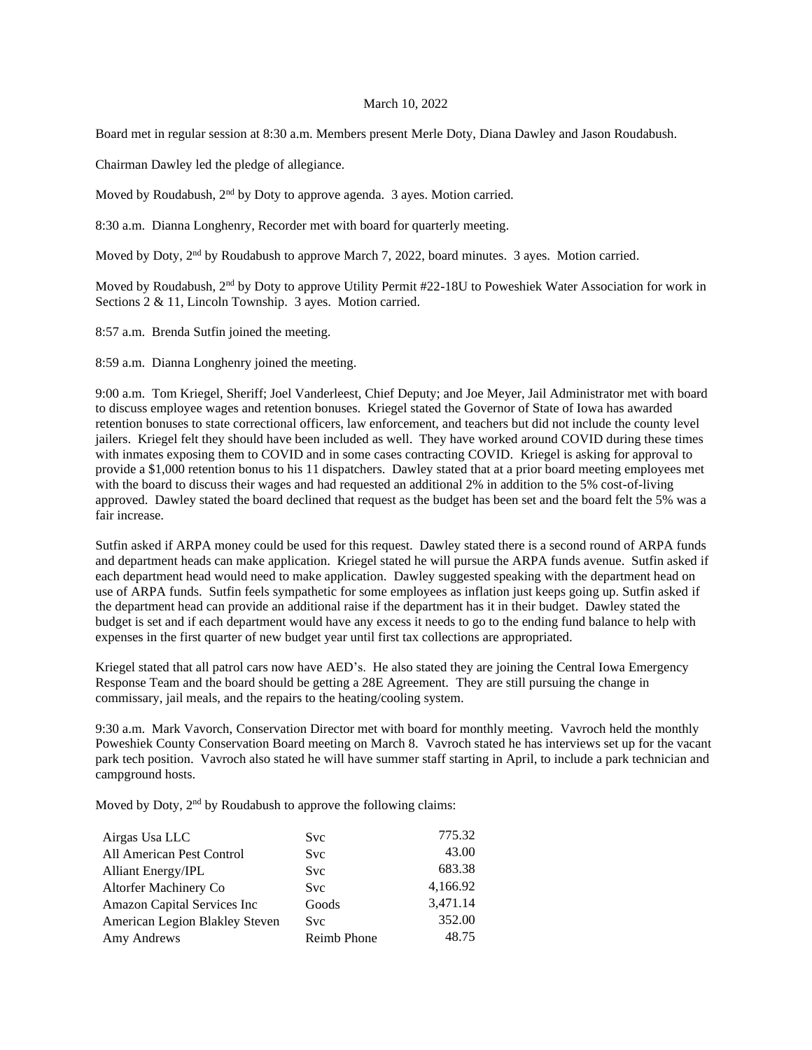March 10, 2022

Board met in regular session at 8:30 a.m. Members present Merle Doty, Diana Dawley and Jason Roudabush.

Chairman Dawley led the pledge of allegiance.

Moved by Roudabush, 2nd by Doty to approve agenda. 3 ayes. Motion carried.

8:30 a.m. Dianna Longhenry, Recorder met with board for quarterly meeting.

Moved by Doty, 2nd by Roudabush to approve March 7, 2022, board minutes. 3 ayes. Motion carried.

Moved by Roudabush, 2nd by Doty to approve Utility Permit #22-18U to Poweshiek Water Association for work in Sections 2 & 11, Lincoln Township. 3 ayes. Motion carried.

8:57 a.m. Brenda Sutfin joined the meeting.

8:59 a.m. Dianna Longhenry joined the meeting.

9:00 a.m. Tom Kriegel, Sheriff; Joel Vanderleest, Chief Deputy; and Joe Meyer, Jail Administrator met with board to discuss employee wages and retention bonuses. Kriegel stated the Governor of State of Iowa has awarded retention bonuses to state correctional officers, law enforcement, and teachers but did not include the county level jailers. Kriegel felt they should have been included as well. They have worked around COVID during these times with inmates exposing them to COVID and in some cases contracting COVID. Kriegel is asking for approval to provide a $1,000 retention bonus to his 11 dispatchers. Dawley stated that at a prior board meeting employees met with the board to discuss their wages and had requested an additional 2% in addition to the 5% cost-of-living approved. Dawley stated the board declined that request as the budget has been set and the board felt the 5% was a fair increase.

Sutfin asked if ARPA money could be used for this request. Dawley stated there is a second round of ARPA funds and department heads can make application. Kriegel stated he will pursue the ARPA funds avenue. Sutfin asked if each department head would need to make application. Dawley suggested speaking with the department head on use of ARPA funds. Sutfin feels sympathetic for some employees as inflation just keeps going up. Sutfin asked if the department head can provide an additional raise if the department has it in their budget. Dawley stated the budget is set and if each department would have any excess it needs to go to the ending fund balance to help with expenses in the first quarter of new budget year until first tax collections are appropriated.

Kriegel stated that all patrol cars now have AED's. He also stated they are joining the Central Iowa Emergency Response Team and the board should be getting a 28E Agreement. They are still pursuing the change in commissary, jail meals, and the repairs to the heating/cooling system.

9:30 a.m. Mark Vavorch, Conservation Director met with board for monthly meeting. Vavroch held the monthly Poweshiek County Conservation Board meeting on March 8. Vavroch stated he has interviews set up for the vacant park tech position. Vavroch also stated he will have summer staff starting in April, to include a park technician and campground hosts.

Moved by Doty, 2nd by Roudabush to approve the following claims:

| | | |
|---|---|---|
| Airgas Usa LLC | Svc | 775.32 |
| All American Pest Control | Svc | 43.00 |
| Alliant Energy/IPL | Svc | 683.38 |
| Altorfer Machinery Co | Svc | 4,166.92 |
| Amazon Capital Services Inc | Goods | 3,471.14 |
| American Legion Blakley Steven | Svc | 352.00 |
| Amy Andrews | Reimb Phone | 48.75 |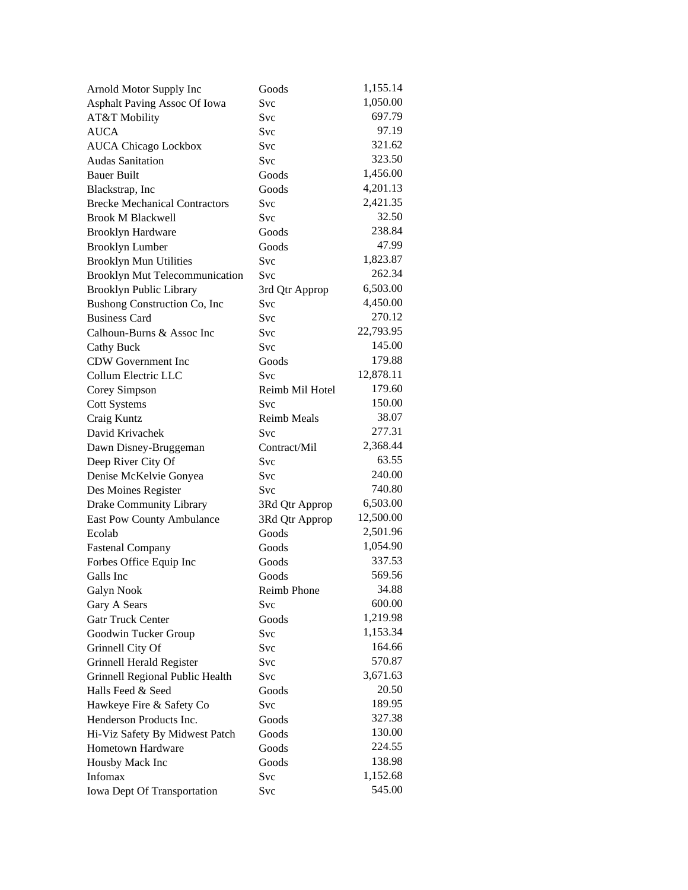| | | |
|---|---|---|
| Arnold Motor Supply Inc | Goods | 1,155.14 |
| Asphalt Paving Assoc Of Iowa | Svc | 1,050.00 |
| AT&T Mobility | Svc | 697.79 |
| AUCA | Svc | 97.19 |
| AUCA Chicago Lockbox | Svc | 321.62 |
| Audas Sanitation | Svc | 323.50 |
| Bauer Built | Goods | 1,456.00 |
| Blackstrap, Inc | Goods | 4,201.13 |
| Brecke Mechanical Contractors | Svc | 2,421.35 |
| Brook M Blackwell | Svc | 32.50 |
| Brooklyn Hardware | Goods | 238.84 |
| Brooklyn Lumber | Goods | 47.99 |
| Brooklyn Mun Utilities | Svc | 1,823.87 |
| Brooklyn Mut Telecommunication | Svc | 262.34 |
| Brooklyn Public Library | 3rd Qtr Approp | 6,503.00 |
| Bushong Construction Co, Inc | Svc | 4,450.00 |
| Business Card | Svc | 270.12 |
| Calhoun-Burns & Assoc Inc | Svc | 22,793.95 |
| Cathy Buck | Svc | 145.00 |
| CDW Government Inc | Goods | 179.88 |
| Collum Electric LLC | Svc | 12,878.11 |
| Corey Simpson | Reimb Mil Hotel | 179.60 |
| Cott Systems | Svc | 150.00 |
| Craig Kuntz | Reimb Meals | 38.07 |
| David Krivachek | Svc | 277.31 |
| Dawn Disney-Bruggeman | Contract/Mil | 2,368.44 |
| Deep River City Of | Svc | 63.55 |
| Denise McKelvie Gonyea | Svc | 240.00 |
| Des Moines Register | Svc | 740.80 |
| Drake Community Library | 3Rd Qtr Approp | 6,503.00 |
| East Pow County Ambulance | 3Rd Qtr Approp | 12,500.00 |
| Ecolab | Goods | 2,501.96 |
| Fastenal Company | Goods | 1,054.90 |
| Forbes Office Equip Inc | Goods | 337.53 |
| Galls Inc | Goods | 569.56 |
| Galyn Nook | Reimb Phone | 34.88 |
| Gary A Sears | Svc | 600.00 |
| Gatr Truck Center | Goods | 1,219.98 |
| Goodwin Tucker Group | Svc | 1,153.34 |
| Grinnell City Of | Svc | 164.66 |
| Grinnell Herald Register | Svc | 570.87 |
| Grinnell Regional Public Health | Svc | 3,671.63 |
| Halls Feed & Seed | Goods | 20.50 |
| Hawkeye Fire & Safety Co | Svc | 189.95 |
| Henderson Products Inc. | Goods | 327.38 |
| Hi-Viz Safety By Midwest Patch | Goods | 130.00 |
| Hometown Hardware | Goods | 224.55 |
| Housby Mack Inc | Goods | 138.98 |
| Infomax | Svc | 1,152.68 |
| Iowa Dept Of Transportation | Svc | 545.00 |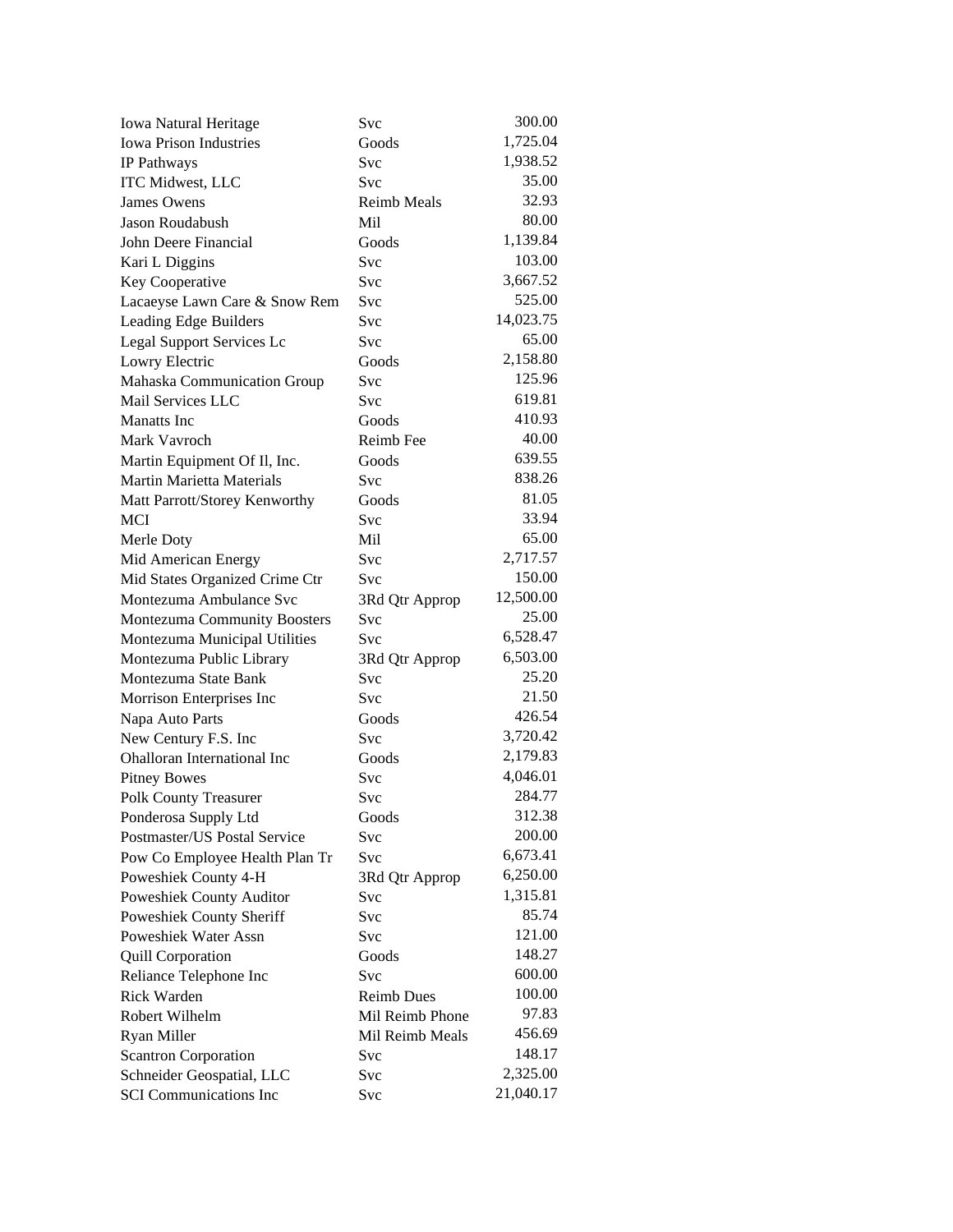| | | |
|---|---|---|
| Iowa Natural Heritage | Svc | 300.00 |
| Iowa Prison Industries | Goods | 1,725.04 |
| IP Pathways | Svc | 1,938.52 |
| ITC Midwest, LLC | Svc | 35.00 |
| James Owens | Reimb Meals | 32.93 |
| Jason Roudabush | Mil | 80.00 |
| John Deere Financial | Goods | 1,139.84 |
| Kari L Diggins | Svc | 103.00 |
| Key Cooperative | Svc | 3,667.52 |
| Lacaeyse Lawn Care & Snow Rem | Svc | 525.00 |
| Leading Edge Builders | Svc | 14,023.75 |
| Legal Support Services Lc | Svc | 65.00 |
| Lowry Electric | Goods | 2,158.80 |
| Mahaska Communication Group | Svc | 125.96 |
| Mail Services LLC | Svc | 619.81 |
| Manatts Inc | Goods | 410.93 |
| Mark Vavroch | Reimb Fee | 40.00 |
| Martin Equipment Of Il, Inc. | Goods | 639.55 |
| Martin Marietta Materials | Svc | 838.26 |
| Matt Parrott/Storey Kenworthy | Goods | 81.05 |
| MCI | Svc | 33.94 |
| Merle Doty | Mil | 65.00 |
| Mid American Energy | Svc | 2,717.57 |
| Mid States Organized Crime Ctr | Svc | 150.00 |
| Montezuma Ambulance Svc | 3Rd Qtr Approp | 12,500.00 |
| Montezuma Community Boosters | Svc | 25.00 |
| Montezuma Municipal Utilities | Svc | 6,528.47 |
| Montezuma Public Library | 3Rd Qtr Approp | 6,503.00 |
| Montezuma State Bank | Svc | 25.20 |
| Morrison Enterprises Inc | Svc | 21.50 |
| Napa Auto Parts | Goods | 426.54 |
| New Century F.S. Inc | Svc | 3,720.42 |
| Ohalloran International Inc | Goods | 2,179.83 |
| Pitney Bowes | Svc | 4,046.01 |
| Polk County Treasurer | Svc | 284.77 |
| Ponderosa Supply Ltd | Goods | 312.38 |
| Postmaster/US Postal Service | Svc | 200.00 |
| Pow Co Employee Health Plan Tr | Svc | 6,673.41 |
| Poweshiek County 4-H | 3Rd Qtr Approp | 6,250.00 |
| Poweshiek County Auditor | Svc | 1,315.81 |
| Poweshiek County Sheriff | Svc | 85.74 |
| Poweshiek Water Assn | Svc | 121.00 |
| Quill Corporation | Goods | 148.27 |
| Reliance Telephone Inc | Svc | 600.00 |
| Rick Warden | Reimb Dues | 100.00 |
| Robert Wilhelm | Mil Reimb Phone | 97.83 |
| Ryan Miller | Mil Reimb Meals | 456.69 |
| Scantron Corporation | Svc | 148.17 |
| Schneider Geospatial, LLC | Svc | 2,325.00 |
| SCI Communications Inc | Svc | 21,040.17 |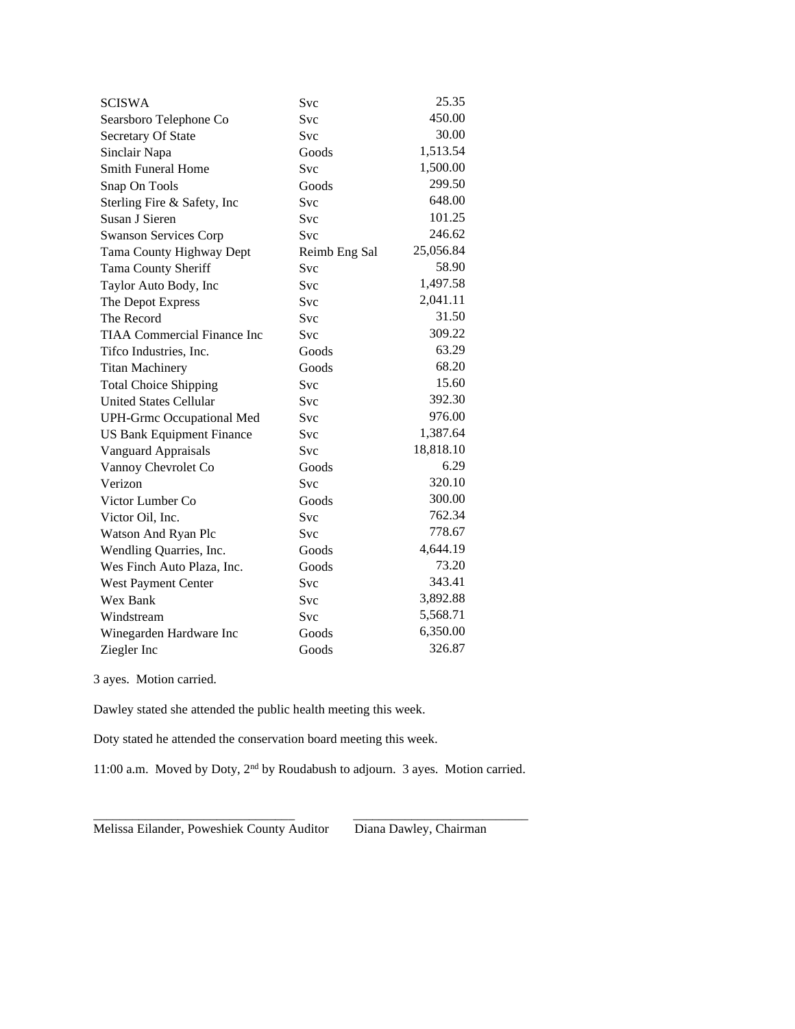| | | |
|---|---|---|
| SCISWA | Svc | 25.35 |
| Searsboro Telephone Co | Svc | 450.00 |
| Secretary Of State | Svc | 30.00 |
| Sinclair Napa | Goods | 1,513.54 |
| Smith Funeral Home | Svc | 1,500.00 |
| Snap On Tools | Goods | 299.50 |
| Sterling Fire & Safety, Inc | Svc | 648.00 |
| Susan J Sieren | Svc | 101.25 |
| Swanson Services Corp | Svc | 246.62 |
| Tama County Highway Dept | Reimb Eng Sal | 25,056.84 |
| Tama County Sheriff | Svc | 58.90 |
| Taylor Auto Body, Inc | Svc | 1,497.58 |
| The Depot Express | Svc | 2,041.11 |
| The Record | Svc | 31.50 |
| TIAA Commercial Finance Inc | Svc | 309.22 |
| Tifco Industries, Inc. | Goods | 63.29 |
| Titan Machinery | Goods | 68.20 |
| Total Choice Shipping | Svc | 15.60 |
| United States Cellular | Svc | 392.30 |
| UPH-Grmc Occupational Med | Svc | 976.00 |
| US Bank Equipment Finance | Svc | 1,387.64 |
| Vanguard Appraisals | Svc | 18,818.10 |
| Vannoy Chevrolet Co | Goods | 6.29 |
| Verizon | Svc | 320.10 |
| Victor Lumber Co | Goods | 300.00 |
| Victor Oil, Inc. | Svc | 762.34 |
| Watson And Ryan Plc | Svc | 778.67 |
| Wendling Quarries, Inc. | Goods | 4,644.19 |
| Wes Finch Auto Plaza, Inc. | Goods | 73.20 |
| West Payment Center | Svc | 343.41 |
| Wex Bank | Svc | 3,892.88 |
| Windstream | Svc | 5,568.71 |
| Winegarden Hardware Inc | Goods | 6,350.00 |
| Ziegler Inc | Goods | 326.87 |

3 ayes. Motion carried.

Dawley stated she attended the public health meeting this week.

Doty stated he attended the conservation board meeting this week.

11:00 a.m. Moved by Doty, 2nd by Roudabush to adjourn. 3 ayes. Motion carried.

\_\_\_\_\_\_\_\_\_\_\_\_\_\_\_\_\_\_\_\_\_\_\_\_\_\_\_\_\_\_ \_\_\_\_\_\_\_\_\_\_\_\_\_\_\_\_\_\_\_\_\_\_\_\_\_\_

Melissa Eilander, Poweshiek County Auditor Diana Dawley, Chairman